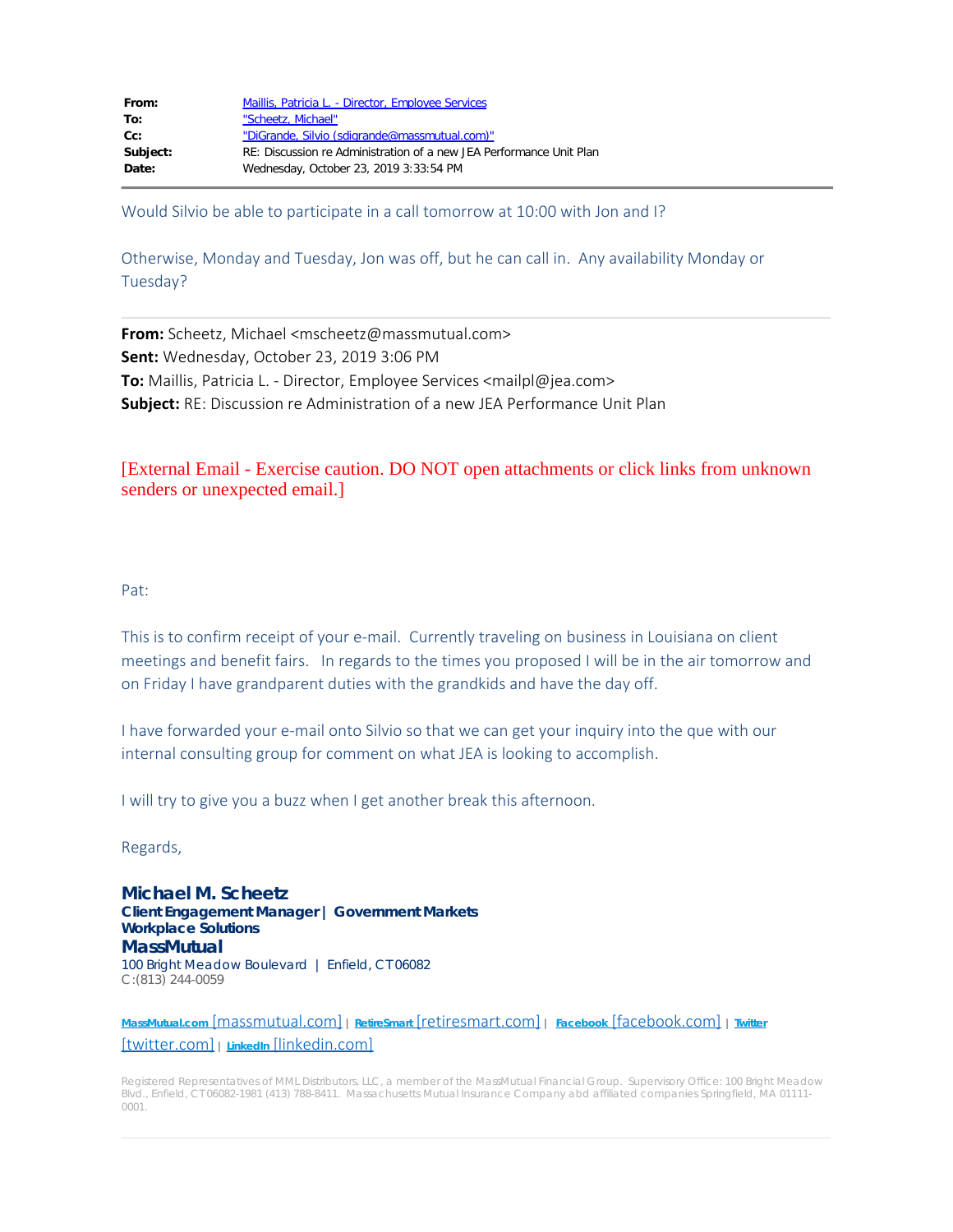| | |
|---|---|
| **From:** | Maillis, Patricia L. - Director, Employee Services |
| **To:** | "Scheetz, Michael" |
| **Cc:** | "DiGrande, Silvio (sdigrande@massmutual.com)" |
| **Subject:** | RE: Discussion re Administration of a new JEA Performance Unit Plan |
| **Date:** | Wednesday, October 23, 2019 3:33:54 PM |

---

Would Silvio be able to participate in a call tomorrow at 10:00 with Jon and I?

Otherwise, Monday and Tuesday, Jon was off, but he can call in. Any availability Monday or Tuesday?

---

**From:** Scheetz, Michael <mscheetz@massmutual.com>
**Sent:** Wednesday, October 23, 2019 3:06 PM
**To:** Maillis, Patricia L. - Director, Employee Services <mailpl@jea.com>
**Subject:** RE: Discussion re Administration of a new JEA Performance Unit Plan

[External Email - Exercise caution. DO NOT open attachments or click links from unknown senders or unexpected email.]

Pat:

This is to confirm receipt of your e-mail. Currently traveling on business in Louisiana on client meetings and benefit fairs. In regards to the times you proposed I will be in the air tomorrow and on Friday I have grandparent duties with the grandkids and have the day off.

I have forwarded your e-mail onto Silvio so that we can get your inquiry into the que with our internal consulting group for comment on what JEA is looking to accomplish.

I will try to give you a buzz when I get another break this afternoon.

Regards,

**Michael M. Scheetz**
**Client Engagement Manager | Government Markets**
**Workplace Solutions**
**MassMutual**
100 Bright Meadow Boulevard | Enfield, CT 06082
C:(813) 244-0059

MassMutual.com [massmutual.com] | RetireSmart [retiresmart.com] | Facebook [facebook.com] | Twitter [twitter.com] | LinkedIn [linkedin.com]

Registered Representatives of MML Distributors, LLC, a member of the MassMutual Financial Group. Supervisory Office: 100 Bright Meadow Blvd., Enfield, CT 06082-1981 (413) 788-8411. Massachusetts Mutual Insurance Company abd affiliated companies Springfield, MA 01111-0001.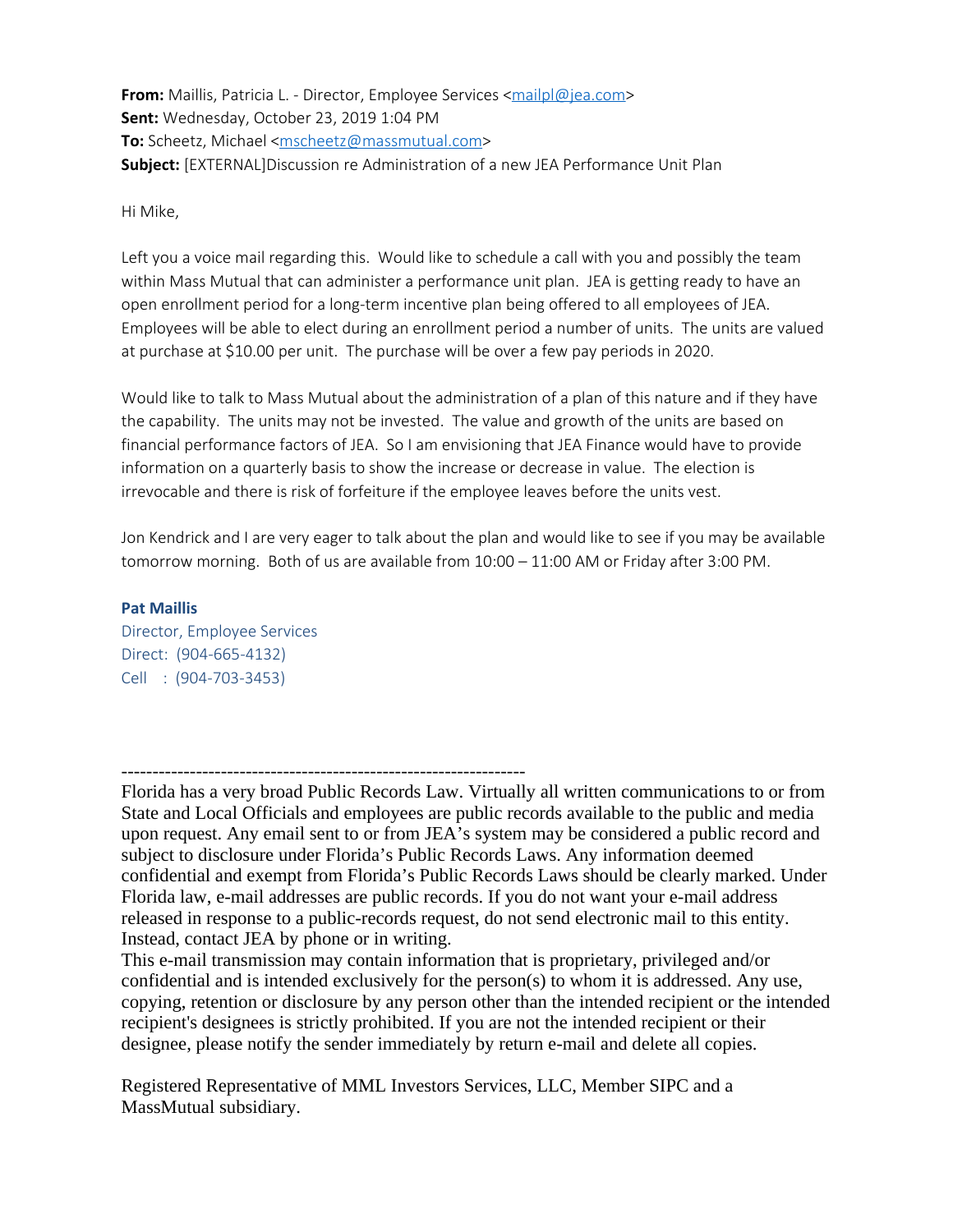**From:** Maillis, Patricia L. - Director, Employee Services <mailpl@jea.com>
**Sent:** Wednesday, October 23, 2019 1:04 PM
**To:** Scheetz, Michael <mscheetz@massmutual.com>
**Subject:** [EXTERNAL]Discussion re Administration of a new JEA Performance Unit Plan

Hi Mike,

Left you a voice mail regarding this. Would like to schedule a call with you and possibly the team within Mass Mutual that can administer a performance unit plan. JEA is getting ready to have an open enrollment period for a long-term incentive plan being offered to all employees of JEA. Employees will be able to elect during an enrollment period a number of units. The units are valued at purchase at $10.00 per unit. The purchase will be over a few pay periods in 2020.

Would like to talk to Mass Mutual about the administration of a plan of this nature and if they have the capability. The units may not be invested. The value and growth of the units are based on financial performance factors of JEA. So I am envisioning that JEA Finance would have to provide information on a quarterly basis to show the increase or decrease in value. The election is irrevocable and there is risk of forfeiture if the employee leaves before the units vest.

Jon Kendrick and I are very eager to talk about the plan and would like to see if you may be available tomorrow morning. Both of us are available from 10:00 – 11:00 AM or Friday after 3:00 PM.

**Pat Maillis**
Director, Employee Services
Direct: (904-665-4132)
Cell : (904-703-3453)

-----------------------------------------------------------------

Florida has a very broad Public Records Law. Virtually all written communications to or from State and Local Officials and employees are public records available to the public and media upon request. Any email sent to or from JEA's system may be considered a public record and subject to disclosure under Florida's Public Records Laws. Any information deemed confidential and exempt from Florida's Public Records Laws should be clearly marked. Under Florida law, e-mail addresses are public records. If you do not want your e-mail address released in response to a public-records request, do not send electronic mail to this entity. Instead, contact JEA by phone or in writing.
This e-mail transmission may contain information that is proprietary, privileged and/or confidential and is intended exclusively for the person(s) to whom it is addressed. Any use, copying, retention or disclosure by any person other than the intended recipient or the intended recipient's designees is strictly prohibited. If you are not the intended recipient or their designee, please notify the sender immediately by return e-mail and delete all copies.

Registered Representative of MML Investors Services, LLC, Member SIPC and a MassMutual subsidiary.